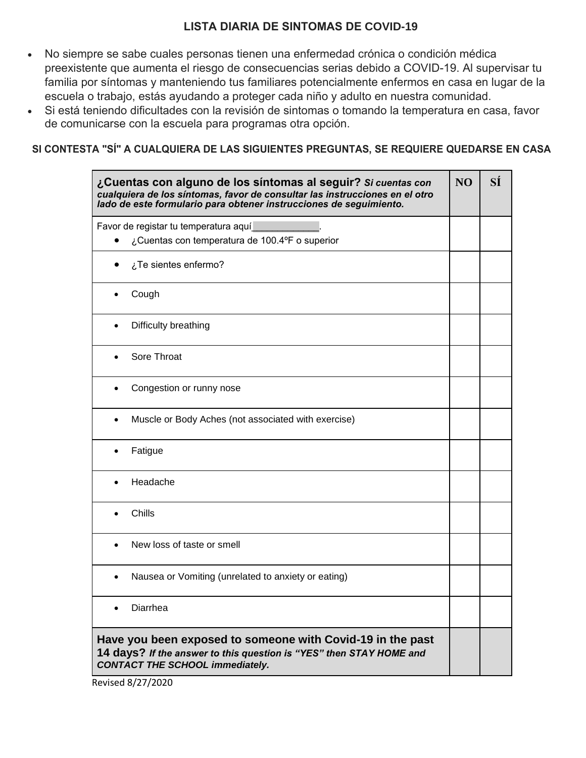# LISTA DIARIA DE SINTOMAS DE COVID-19

- No siempre se sabe cuales personas tienen una enfermedad crónica o condición médica preexistente que aumenta el riesgo de consecuencias serias debido a COVID-19. Al supervisar tu familia por síntomas y manteniendo tus familiares potencialmente enfermos en casa en lugar de la escuela o trabajo, estás ayudando a proteger cada niño y adulto en nuestra comunidad.
- Si está teniendo dificultades con la revisión de sintomas o tomando la temperatura en casa, favor de comunicarse con la escuela para programas otra opción.

**SI CONTESTA "SÍ" A CUALQUIERA DE LAS SIGUIENTES PREGUNTAS, SE REQUIERE QUEDARSE EN CASA**

| **¿Cuentas con alguno de los síntomas al seguir?** ***Si cuentas con cualquiera de los síntomas, favor de consultar las instrucciones en el otro lado de este formulario para obtener instrucciones de seguimiento.*** | **NO** | **SÍ** |
|---|---|---|
| Favor de registar tu temperatura aquí____________. <br>• ¿Cuentas con temperatura de 100.4ºF o superior | | |
| • ¿Te sientes enfermo? | | |
| • Cough | | |
| • Difficulty breathing | | |
| • Sore Throat | | |
| • Congestion or runny nose | | |
| • Muscle or Body Aches (not associated with exercise) | | |
| • Fatigue | | |
| • Headache | | |
| • Chills | | |
| • New loss of taste or smell | | |
| • Nausea or Vomiting (unrelated to anxiety or eating) | | |
| • Diarrhea | | |
| **Have you been exposed to someone with Covid-19 in the past 14 days?** ***If the answer to this question is "YES" then STAY HOME and CONTACT THE SCHOOL immediately.*** | | |

Revised 8/27/2020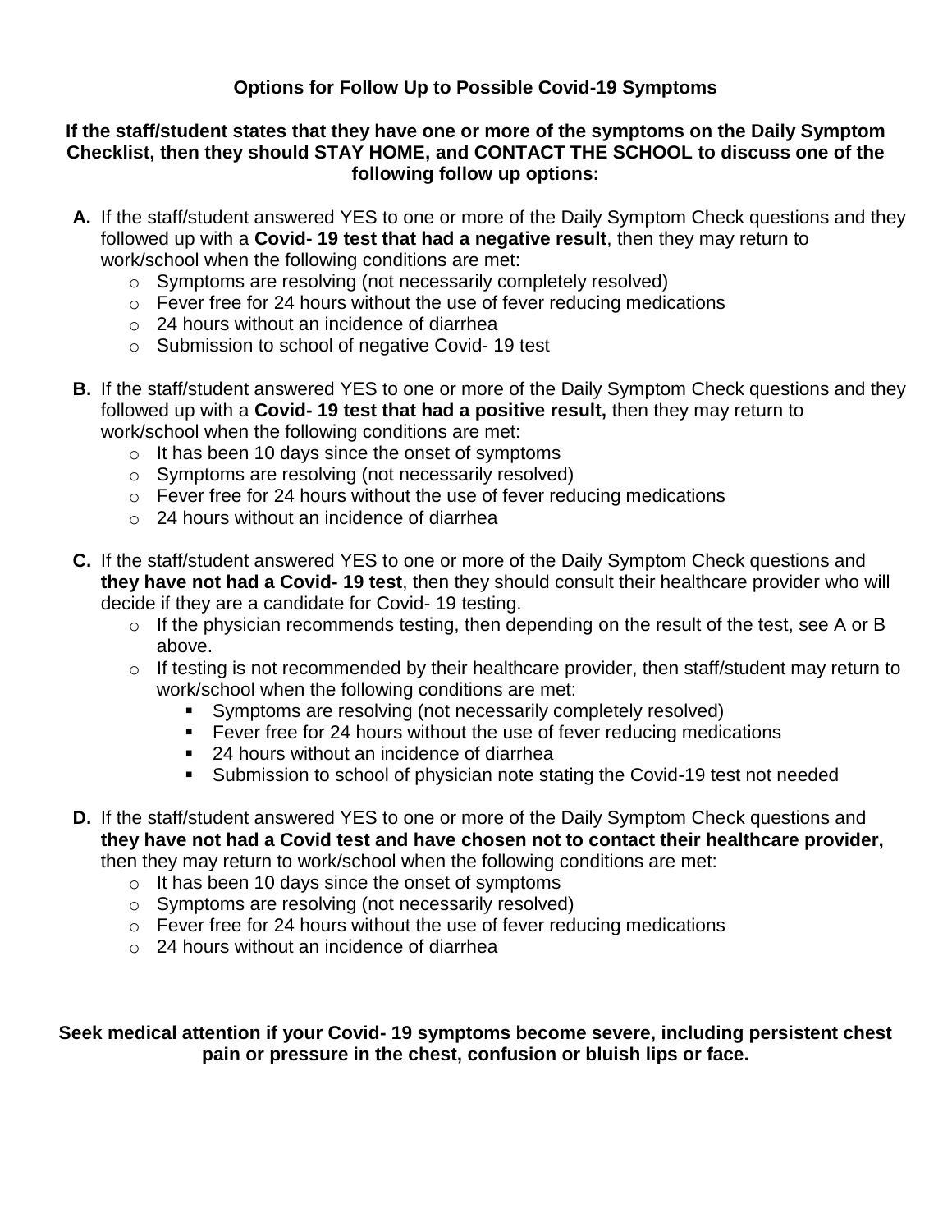## Options for Follow Up to Possible Covid-19 Symptoms

**If the staff/student states that they have one or more of the symptoms on the Daily Symptom Checklist, then they should STAY HOME, and CONTACT THE SCHOOL to discuss one of the following follow up options:**

**A.** If the staff/student answered YES to one or more of the Daily Symptom Check questions and they followed up with a **Covid- 19 test that had a negative result**, then they may return to work/school when the following conditions are met:
   - Symptoms are resolving (not necessarily completely resolved)
   - Fever free for 24 hours without the use of fever reducing medications
   - 24 hours without an incidence of diarrhea
   - Submission to school of negative Covid- 19 test

**B.** If the staff/student answered YES to one or more of the Daily Symptom Check questions and they followed up with a **Covid- 19 test that had a positive result,** then they may return to work/school when the following conditions are met:
   - It has been 10 days since the onset of symptoms
   - Symptoms are resolving (not necessarily resolved)
   - Fever free for 24 hours without the use of fever reducing medications
   - 24 hours without an incidence of diarrhea

**C.** If the staff/student answered YES to one or more of the Daily Symptom Check questions and **they have not had a Covid- 19 test**, then they should consult their healthcare provider who will decide if they are a candidate for Covid- 19 testing.
   - If the physician recommends testing, then depending on the result of the test, see A or B above.
   - If testing is not recommended by their healthcare provider, then staff/student may return to work/school when the following conditions are met:
     - Symptoms are resolving (not necessarily completely resolved)
     - Fever free for 24 hours without the use of fever reducing medications
     - 24 hours without an incidence of diarrhea
     - Submission to school of physician note stating the Covid-19 test not needed

**D.** If the staff/student answered YES to one or more of the Daily Symptom Check questions and **they have not had a Covid test and have chosen not to contact their healthcare provider,** then they may return to work/school when the following conditions are met:
   - It has been 10 days since the onset of symptoms
   - Symptoms are resolving (not necessarily resolved)
   - Fever free for 24 hours without the use of fever reducing medications
   - 24 hours without an incidence of diarrhea

**Seek medical attention if your Covid- 19 symptoms become severe, including persistent chest pain or pressure in the chest, confusion or bluish lips or face.**